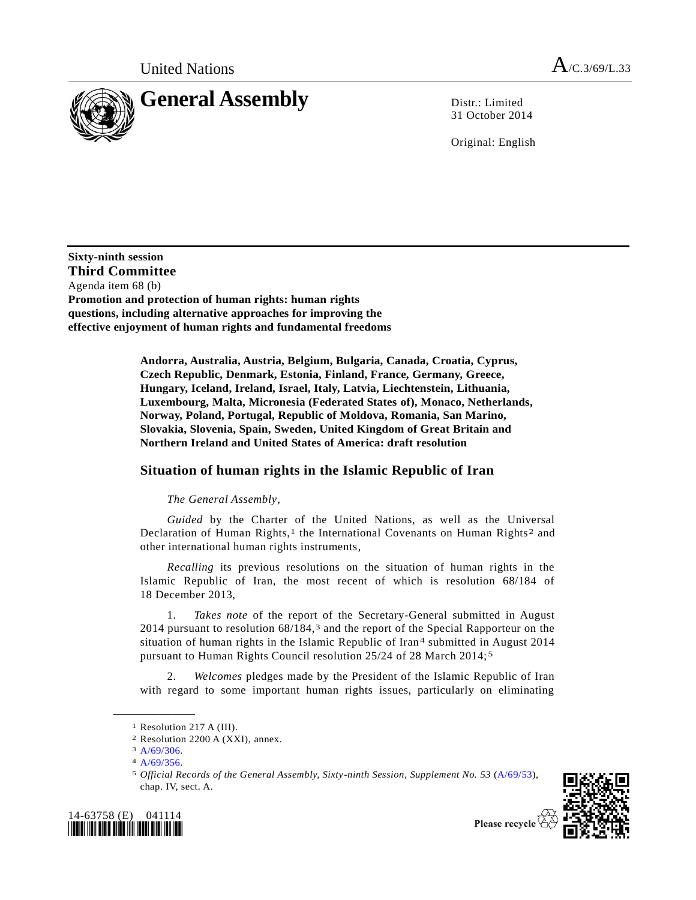United Nations

# General Assembly

A/C.3/69/L.33

Distr.: Limited
31 October 2014

Original: English

**Sixty-ninth session**
**Third Committee**
Agenda item 68 (b)
**Promotion and protection of human rights: human rights questions, including alternative approaches for improving the effective enjoyment of human rights and fundamental freedoms**

**Andorra, Australia, Austria, Belgium, Bulgaria, Canada, Croatia, Cyprus, Czech Republic, Denmark, Estonia, Finland, France, Germany, Greece, Hungary, Iceland, Ireland, Israel, Italy, Latvia, Liechtenstein, Lithuania, Luxembourg, Malta, Micronesia (Federated States of), Monaco, Netherlands, Norway, Poland, Portugal, Republic of Moldova, Romania, San Marino, Slovakia, Slovenia, Spain, Sweden, United Kingdom of Great Britain and Northern Ireland and United States of America: draft resolution**

## Situation of human rights in the Islamic Republic of Iran

*The General Assembly*,

*Guided* by the Charter of the United Nations, as well as the Universal Declaration of Human Rights,[1] the International Covenants on Human Rights[2] and other international human rights instruments,

*Recalling* its previous resolutions on the situation of human rights in the Islamic Republic of Iran, the most recent of which is resolution 68/184 of 18 December 2013,

1. *Takes note* of the report of the Secretary-General submitted in August 2014 pursuant to resolution 68/184,[3] and the report of the Special Rapporteur on the situation of human rights in the Islamic Republic of Iran[4] submitted in August 2014 pursuant to Human Rights Council resolution 25/24 of 28 March 2014;[5]

2. *Welcomes* pledges made by the President of the Islamic Republic of Iran with regard to some important human rights issues, particularly on eliminating

---

[1] Resolution 217 A (III).

[2] Resolution 2200 A (XXI), annex.

[3] A/69/306.

[4] A/69/356.

[5] *Official Records of the General Assembly, Sixty-ninth Session, Supplement No. 53* (A/69/53), chap. IV, sect. A.

14-63758 (E) 041114

Please recycle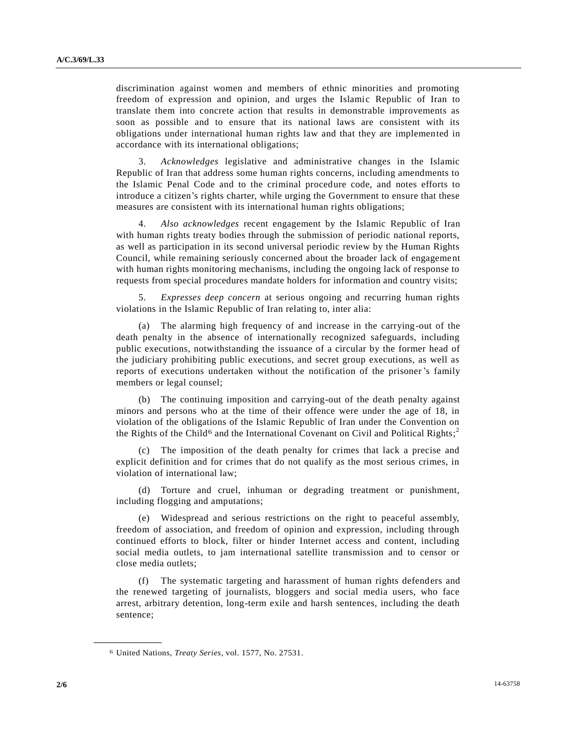discrimination against women and members of ethnic minorities and promoting freedom of expression and opinion, and urges the Islamic Republic of Iran to translate them into concrete action that results in demonstrable improvements as soon as possible and to ensure that its national laws are consistent with its obligations under international human rights law and that they are implemented in accordance with its international obligations;

3. *Acknowledges* legislative and administrative changes in the Islamic Republic of Iran that address some human rights concerns, including amendments to the Islamic Penal Code and to the criminal procedure code, and notes efforts to introduce a citizen's rights charter, while urging the Government to ensure that these measures are consistent with its international human rights obligations;

4. *Also acknowledges* recent engagement by the Islamic Republic of Iran with human rights treaty bodies through the submission of periodic national reports, as well as participation in its second universal periodic review by the Human Rights Council, while remaining seriously concerned about the broader lack of engagement with human rights monitoring mechanisms, including the ongoing lack of response to requests from special procedures mandate holders for information and country visits;

5. *Expresses deep concern* at serious ongoing and recurring human rights violations in the Islamic Republic of Iran relating to, inter alia:

(a) The alarming high frequency of and increase in the carrying-out of the death penalty in the absence of internationally recognized safeguards, including public executions, notwithstanding the issuance of a circular by the former head of the judiciary prohibiting public executions, and secret group executions, as well as reports of executions undertaken without the notification of the prisoner's family members or legal counsel;

(b) The continuing imposition and carrying-out of the death penalty against minors and persons who at the time of their offence were under the age of 18, in violation of the obligations of the Islamic Republic of Iran under the Convention on the Rights of the Child[6] and the International Covenant on Civil and Political Rights;[2]

(c) The imposition of the death penalty for crimes that lack a precise and explicit definition and for crimes that do not qualify as the most serious crimes, in violation of international law;

(d) Torture and cruel, inhuman or degrading treatment or punishment, including flogging and amputations;

(e) Widespread and serious restrictions on the right to peaceful assembly, freedom of association, and freedom of opinion and expression, including through continued efforts to block, filter or hinder Internet access and content, including social media outlets, to jam international satellite transmission and to censor or close media outlets;

(f) The systematic targeting and harassment of human rights defenders and the renewed targeting of journalists, bloggers and social media users, who face arrest, arbitrary detention, long-term exile and harsh sentences, including the death sentence;

---

[6] United Nations, *Treaty Series*, vol. 1577, No. 27531.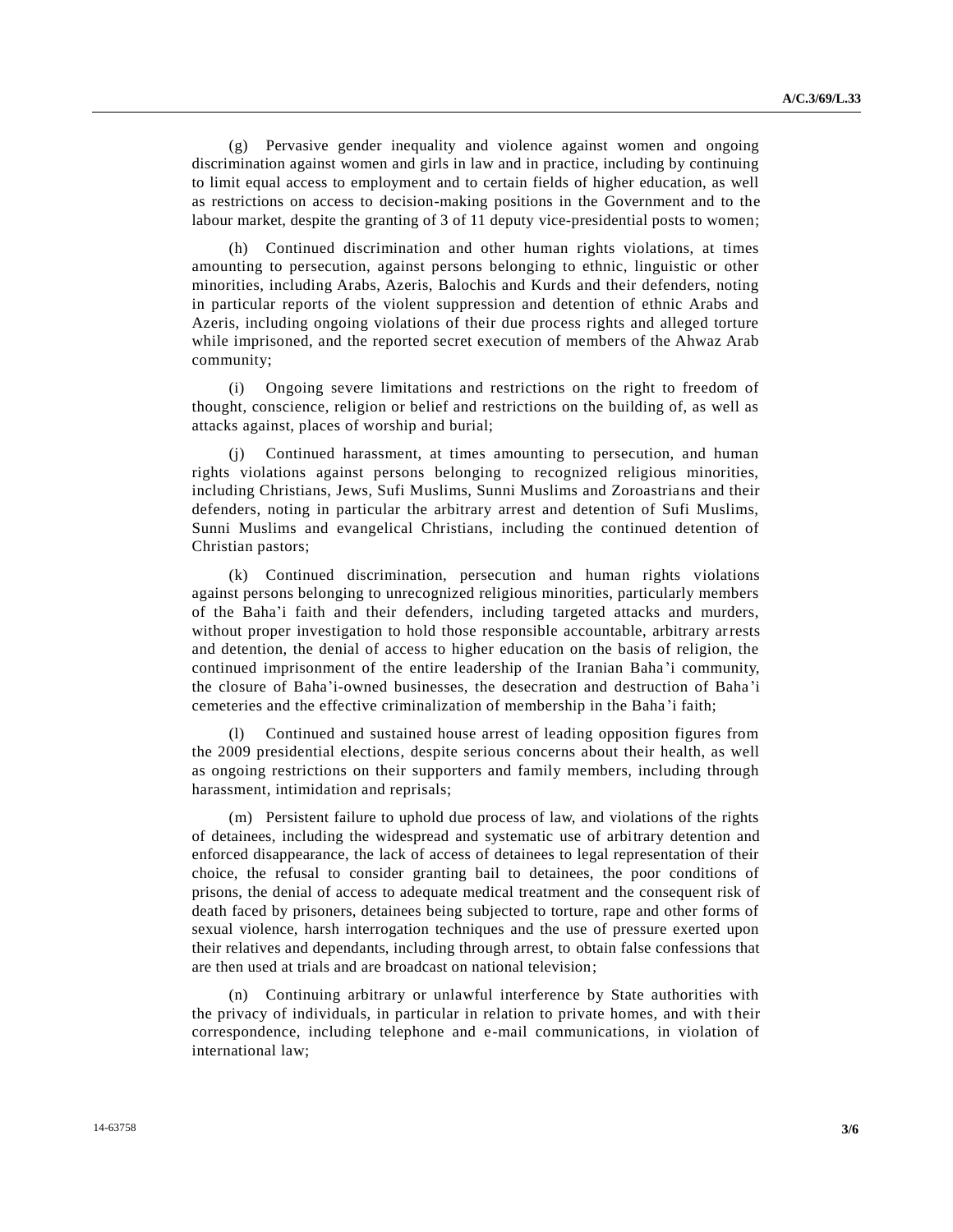(g) Pervasive gender inequality and violence against women and ongoing discrimination against women and girls in law and in practice, including by continuing to limit equal access to employment and to certain fields of higher education, as well as restrictions on access to decision-making positions in the Government and to the labour market, despite the granting of 3 of 11 deputy vice-presidential posts to women;

(h) Continued discrimination and other human rights violations, at times amounting to persecution, against persons belonging to ethnic, linguistic or other minorities, including Arabs, Azeris, Balochis and Kurds and their defenders, noting in particular reports of the violent suppression and detention of ethnic Arabs and Azeris, including ongoing violations of their due process rights and alleged torture while imprisoned, and the reported secret execution of members of the Ahwaz Arab community;

(i) Ongoing severe limitations and restrictions on the right to freedom of thought, conscience, religion or belief and restrictions on the building of, as well as attacks against, places of worship and burial;

(j) Continued harassment, at times amounting to persecution, and human rights violations against persons belonging to recognized religious minorities, including Christians, Jews, Sufi Muslims, Sunni Muslims and Zoroastrians and their defenders, noting in particular the arbitrary arrest and detention of Sufi Muslims, Sunni Muslims and evangelical Christians, including the continued detention of Christian pastors;

(k) Continued discrimination, persecution and human rights violations against persons belonging to unrecognized religious minorities, particularly members of the Baha'i faith and their defenders, including targeted attacks and murders, without proper investigation to hold those responsible accountable, arbitrary arrests and detention, the denial of access to higher education on the basis of religion, the continued imprisonment of the entire leadership of the Iranian Baha'i community, the closure of Baha'i-owned businesses, the desecration and destruction of Baha'i cemeteries and the effective criminalization of membership in the Baha'i faith;

(l) Continued and sustained house arrest of leading opposition figures from the 2009 presidential elections, despite serious concerns about their health, as well as ongoing restrictions on their supporters and family members, including through harassment, intimidation and reprisals;

(m) Persistent failure to uphold due process of law, and violations of the rights of detainees, including the widespread and systematic use of arbitrary detention and enforced disappearance, the lack of access of detainees to legal representation of their choice, the refusal to consider granting bail to detainees, the poor conditions of prisons, the denial of access to adequate medical treatment and the consequent risk of death faced by prisoners, detainees being subjected to torture, rape and other forms of sexual violence, harsh interrogation techniques and the use of pressure exerted upon their relatives and dependants, including through arrest, to obtain false confessions that are then used at trials and are broadcast on national television;

(n) Continuing arbitrary or unlawful interference by State authorities with the privacy of individuals, in particular in relation to private homes, and with their correspondence, including telephone and e-mail communications, in violation of international law;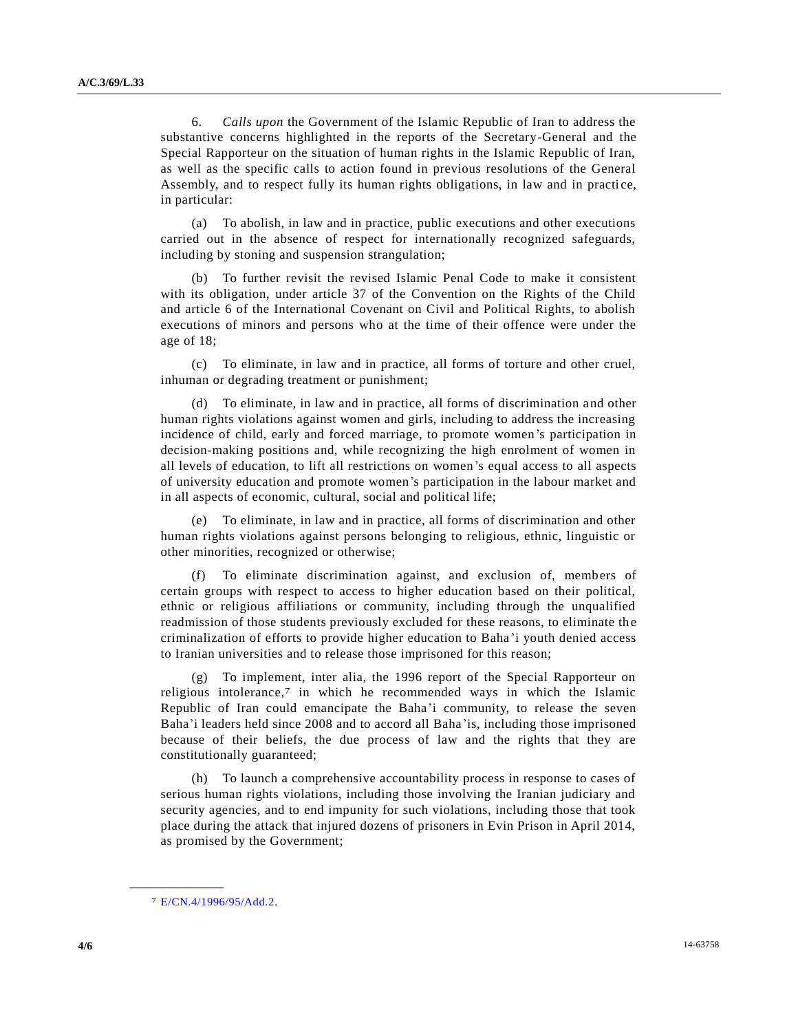6. *Calls upon* the Government of the Islamic Republic of Iran to address the substantive concerns highlighted in the reports of the Secretary-General and the Special Rapporteur on the situation of human rights in the Islamic Republic of Iran, as well as the specific calls to action found in previous resolutions of the General Assembly, and to respect fully its human rights obligations, in law and in practice, in particular:

(a) To abolish, in law and in practice, public executions and other executions carried out in the absence of respect for internationally recognized safeguards, including by stoning and suspension strangulation;

(b) To further revisit the revised Islamic Penal Code to make it consistent with its obligation, under article 37 of the Convention on the Rights of the Child and article 6 of the International Covenant on Civil and Political Rights, to abolish executions of minors and persons who at the time of their offence were under the age of 18;

(c) To eliminate, in law and in practice, all forms of torture and other cruel, inhuman or degrading treatment or punishment;

(d) To eliminate, in law and in practice, all forms of discrimination and other human rights violations against women and girls, including to address the increasing incidence of child, early and forced marriage, to promote women's participation in decision-making positions and, while recognizing the high enrolment of women in all levels of education, to lift all restrictions on women's equal access to all aspects of university education and promote women's participation in the labour market and in all aspects of economic, cultural, social and political life;

(e) To eliminate, in law and in practice, all forms of discrimination and other human rights violations against persons belonging to religious, ethnic, linguistic or other minorities, recognized or otherwise;

(f) To eliminate discrimination against, and exclusion of, members of certain groups with respect to access to higher education based on their political, ethnic or religious affiliations or community, including through the unqualified readmission of those students previously excluded for these reasons, to eliminate the criminalization of efforts to provide higher education to Baha'i youth denied access to Iranian universities and to release those imprisoned for this reason;

(g) To implement, inter alia, the 1996 report of the Special Rapporteur on religious intolerance,[7] in which he recommended ways in which the Islamic Republic of Iran could emancipate the Baha'i community, to release the seven Baha'i leaders held since 2008 and to accord all Baha'is, including those imprisoned because of their beliefs, the due process of law and the rights that they are constitutionally guaranteed;

(h) To launch a comprehensive accountability process in response to cases of serious human rights violations, including those involving the Iranian judiciary and security agencies, and to end impunity for such violations, including those that took place during the attack that injured dozens of prisoners in Evin Prison in April 2014, as promised by the Government;

---

[7] E/CN.4/1996/95/Add.2.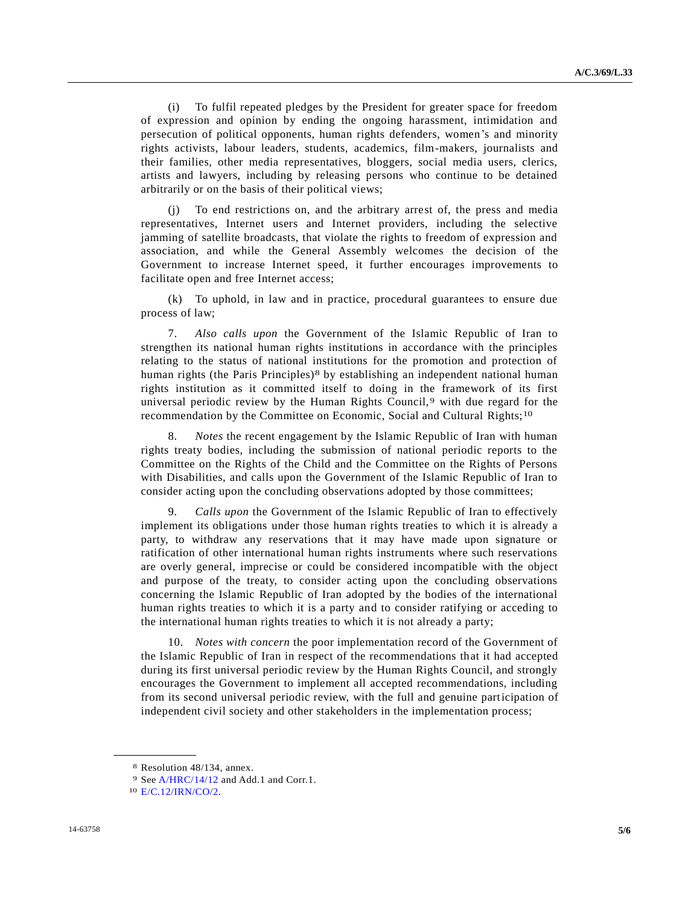(i) To fulfil repeated pledges by the President for greater space for freedom of expression and opinion by ending the ongoing harassment, intimidation and persecution of political opponents, human rights defenders, women's and minority rights activists, labour leaders, students, academics, film-makers, journalists and their families, other media representatives, bloggers, social media users, clerics, artists and lawyers, including by releasing persons who continue to be detained arbitrarily or on the basis of their political views;

(j) To end restrictions on, and the arbitrary arrest of, the press and media representatives, Internet users and Internet providers, including the selective jamming of satellite broadcasts, that violate the rights to freedom of expression and association, and while the General Assembly welcomes the decision of the Government to increase Internet speed, it further encourages improvements to facilitate open and free Internet access;

(k) To uphold, in law and in practice, procedural guarantees to ensure due process of law;

7. *Also calls upon* the Government of the Islamic Republic of Iran to strengthen its national human rights institutions in accordance with the principles relating to the status of national institutions for the promotion and protection of human rights (the Paris Principles)[8] by establishing an independent national human rights institution as it committed itself to doing in the framework of its first universal periodic review by the Human Rights Council,[9] with due regard for the recommendation by the Committee on Economic, Social and Cultural Rights;[10]

8. *Notes* the recent engagement by the Islamic Republic of Iran with human rights treaty bodies, including the submission of national periodic reports to the Committee on the Rights of the Child and the Committee on the Rights of Persons with Disabilities, and calls upon the Government of the Islamic Republic of Iran to consider acting upon the concluding observations adopted by those committees;

9. *Calls upon* the Government of the Islamic Republic of Iran to effectively implement its obligations under those human rights treaties to which it is already a party, to withdraw any reservations that it may have made upon signature or ratification of other international human rights instruments where such reservations are overly general, imprecise or could be considered incompatible with the object and purpose of the treaty, to consider acting upon the concluding observations concerning the Islamic Republic of Iran adopted by the bodies of the international human rights treaties to which it is a party and to consider ratifying or acceding to the international human rights treaties to which it is not already a party;

10. *Notes with concern* the poor implementation record of the Government of the Islamic Republic of Iran in respect of the recommendations that it had accepted during its first universal periodic review by the Human Rights Council, and strongly encourages the Government to implement all accepted recommendations, including from its second universal periodic review, with the full and genuine participation of independent civil society and other stakeholders in the implementation process;

---

[8] Resolution 48/134, annex.

[9] See A/HRC/14/12 and Add.1 and Corr.1.

[10] E/C.12/IRN/CO/2.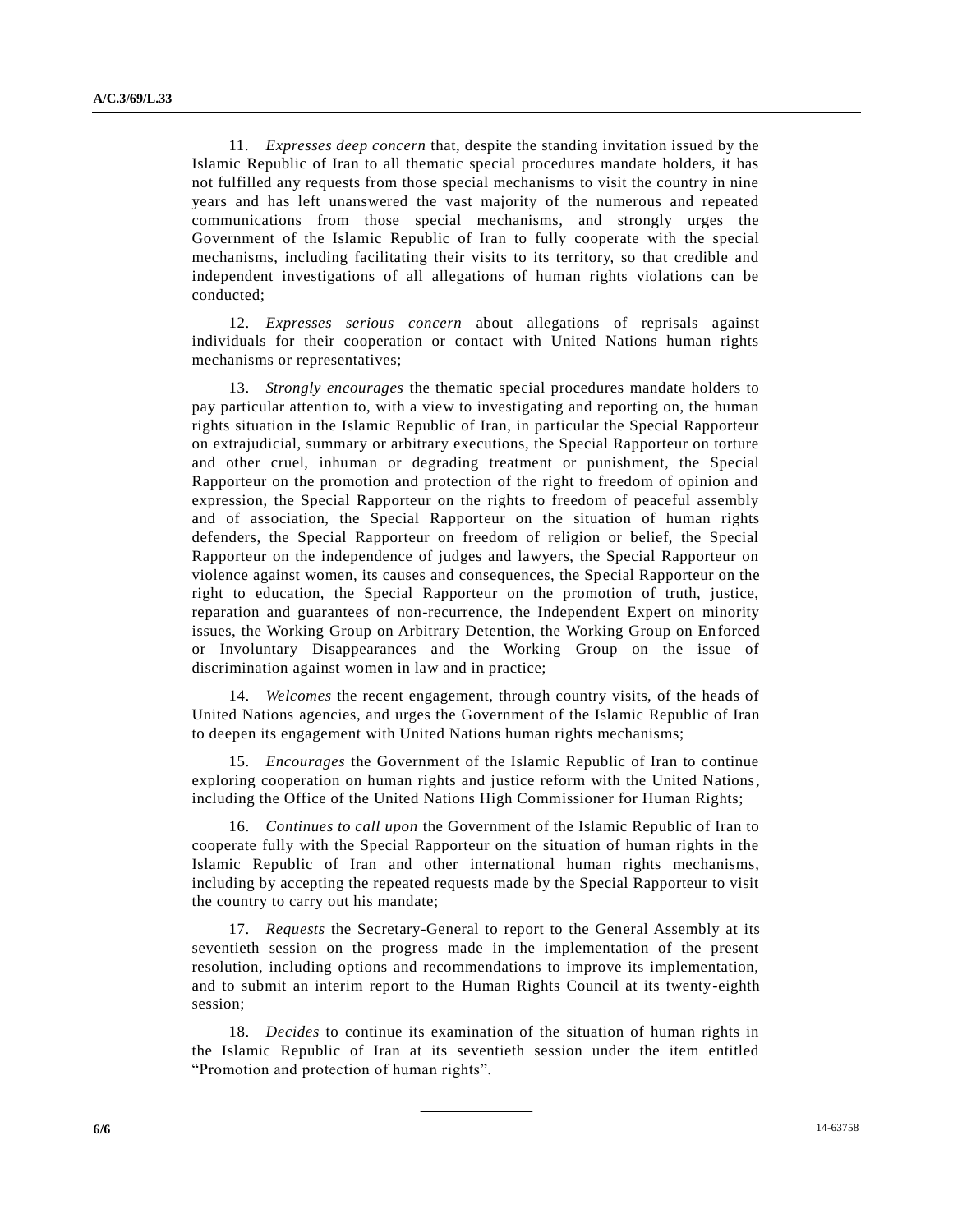11. *Expresses deep concern* that, despite the standing invitation issued by the Islamic Republic of Iran to all thematic special procedures mandate holders, it has not fulfilled any requests from those special mechanisms to visit the country in nine years and has left unanswered the vast majority of the numerous and repeated communications from those special mechanisms, and strongly urges the Government of the Islamic Republic of Iran to fully cooperate with the special mechanisms, including facilitating their visits to its territory, so that credible and independent investigations of all allegations of human rights violations can be conducted;

12. *Expresses serious concern* about allegations of reprisals against individuals for their cooperation or contact with United Nations human rights mechanisms or representatives;

13. *Strongly encourages* the thematic special procedures mandate holders to pay particular attention to, with a view to investigating and reporting on, the human rights situation in the Islamic Republic of Iran, in particular the Special Rapporteur on extrajudicial, summary or arbitrary executions, the Special Rapporteur on torture and other cruel, inhuman or degrading treatment or punishment, the Special Rapporteur on the promotion and protection of the right to freedom of opinion and expression, the Special Rapporteur on the rights to freedom of peaceful assembly and of association, the Special Rapporteur on the situation of human rights defenders, the Special Rapporteur on freedom of religion or belief, the Special Rapporteur on the independence of judges and lawyers, the Special Rapporteur on violence against women, its causes and consequences, the Special Rapporteur on the right to education, the Special Rapporteur on the promotion of truth, justice, reparation and guarantees of non-recurrence, the Independent Expert on minority issues, the Working Group on Arbitrary Detention, the Working Group on Enforced or Involuntary Disappearances and the Working Group on the issue of discrimination against women in law and in practice;

14. *Welcomes* the recent engagement, through country visits, of the heads of United Nations agencies, and urges the Government of the Islamic Republic of Iran to deepen its engagement with United Nations human rights mechanisms;

15. *Encourages* the Government of the Islamic Republic of Iran to continue exploring cooperation on human rights and justice reform with the United Nations, including the Office of the United Nations High Commissioner for Human Rights;

16. *Continues to call upon* the Government of the Islamic Republic of Iran to cooperate fully with the Special Rapporteur on the situation of human rights in the Islamic Republic of Iran and other international human rights mechanisms, including by accepting the repeated requests made by the Special Rapporteur to visit the country to carry out his mandate;

17. *Requests* the Secretary-General to report to the General Assembly at its seventieth session on the progress made in the implementation of the present resolution, including options and recommendations to improve its implementation, and to submit an interim report to the Human Rights Council at its twenty-eighth session;

18. *Decides* to continue its examination of the situation of human rights in the Islamic Republic of Iran at its seventieth session under the item entitled "Promotion and protection of human rights".